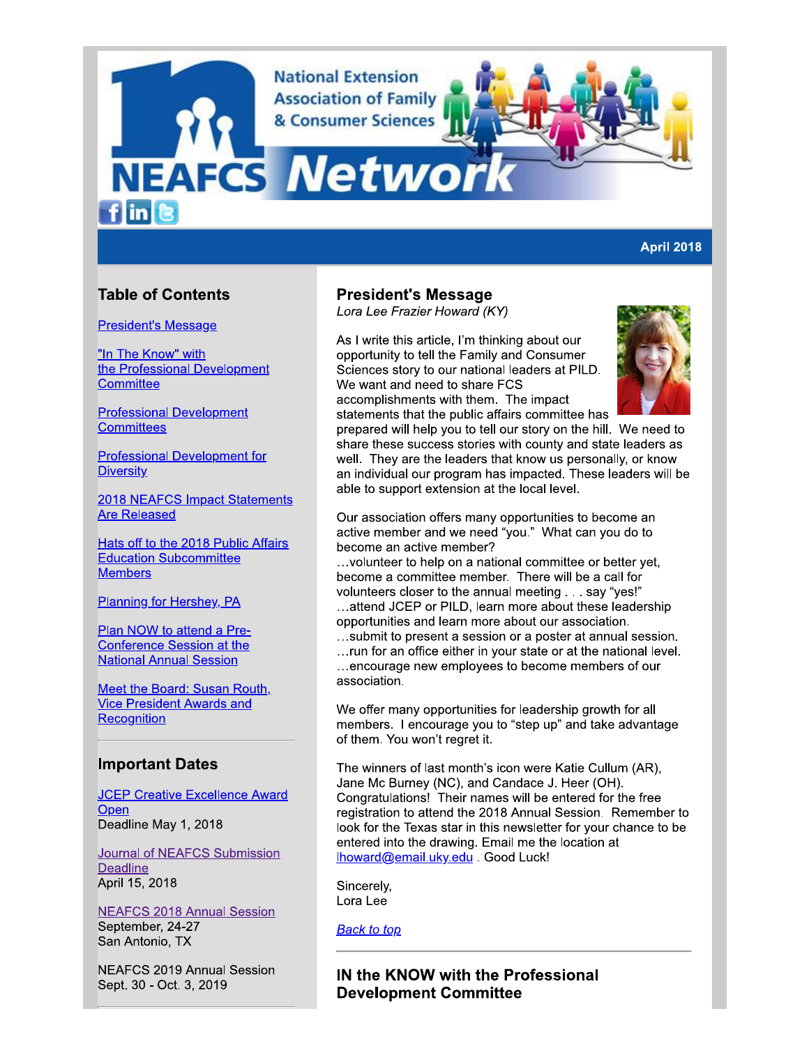# NEAFCS Network

National Extension Association of Family & Consumer Sciences

**April 2018**

## Table of Contents

[President's Message]

["In The Know" with the Professional Development Committee]

[Professional Development Committees]

[Professional Development for Diversity]

[2018 NEAFCS Impact Statements Are Released]

[Hats off to the 2018 Public Affairs Education Subcommittee Members]

[Planning for Hershey, PA]

[Plan NOW to attend a Pre-Conference Session at the National Annual Session]

[Meet the Board: Susan Routh, Vice President Awards and Recognition]

## Important Dates

[JCEP Creative Excellence Award Open]
Deadline May 1, 2018

[Journal of NEAFCS Submission Deadline]
April 15, 2018

[NEAFCS 2018 Annual Session]
September, 24-27
San Antonio, TX

NEAFCS 2019 Annual Session
Sept. 30 - Oct. 3, 2019

## President's Message

*Lora Lee Frazier Howard (KY)*

As I write this article, I'm thinking about our opportunity to tell the Family and Consumer Sciences story to our national leaders at PILD. We want and need to share FCS accomplishments with them. The impact statements that the public affairs committee has prepared will help you to tell our story on the hill. We need to share these success stories with county and state leaders as well. They are the leaders that know us personally, or know an individual our program has impacted. These leaders will be able to support extension at the local level.

Our association offers many opportunities to become an active member and we need "you." What can you do to become an active member?
…volunteer to help on a national committee or better yet, become a committee member. There will be a call for volunteers closer to the annual meeting . . . say "yes!"
…attend JCEP or PILD, learn more about these leadership opportunities and learn more about our association.
…submit to present a session or a poster at annual session.
…run for an office either in your state or at the national level.
…encourage new employees to become members of our association.

We offer many opportunities for leadership growth for all members. I encourage you to "step up" and take advantage of them. You won't regret it.

The winners of last month's icon were Katie Cullum (AR), Jane Mc Burney (NC), and Candace J. Heer (OH). Congratulations! Their names will be entered for the free registration to attend the 2018 Annual Session. Remember to look for the Texas star in this newsletter for your chance to be entered into the drawing. Email me the location at lhoward@email.uky.edu . Good Luck!

Sincerely,
Lora Lee

*Back to top*

## IN the KNOW with the Professional Development Committee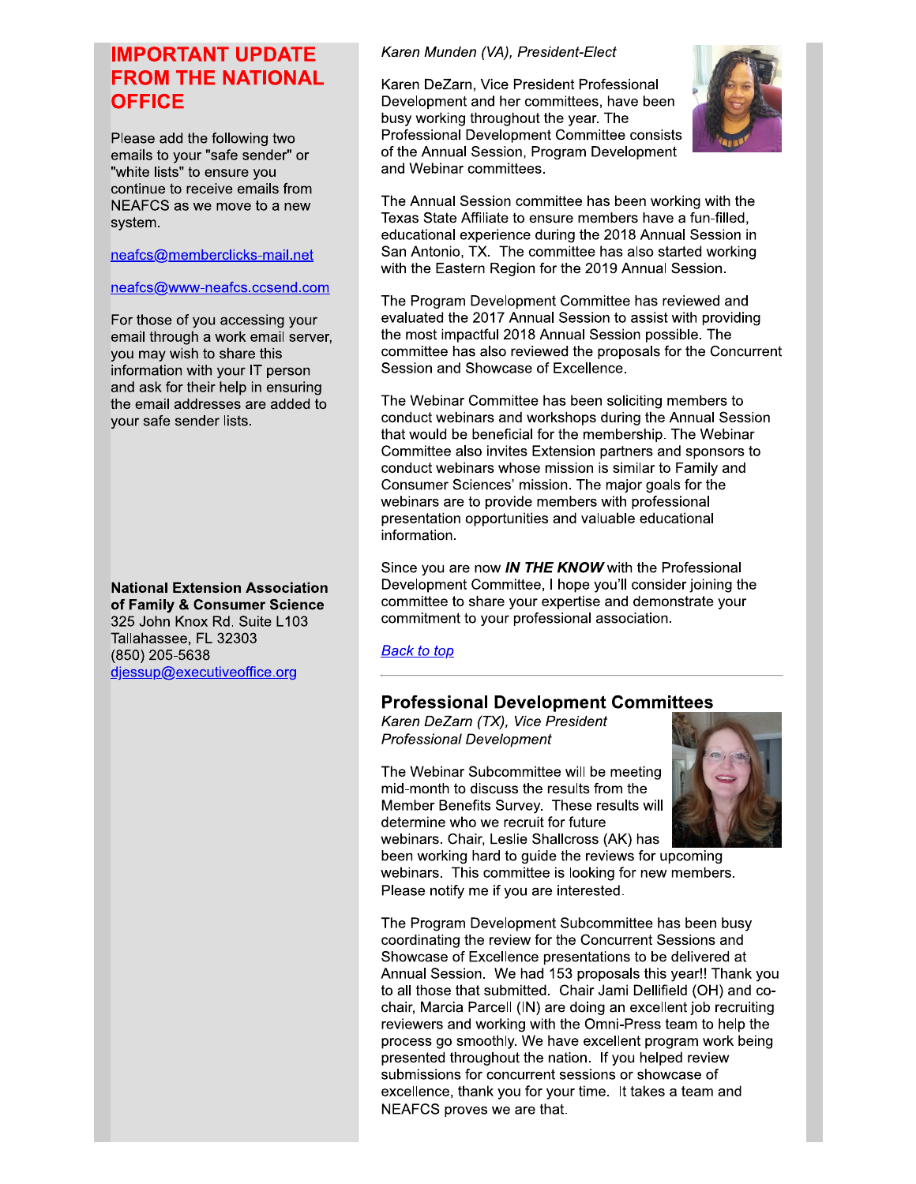## IMPORTANT UPDATE FROM THE NATIONAL OFFICE

Please add the following two emails to your "safe sender" or "white lists" to ensure you continue to receive emails from NEAFCS as we move to a new system.

neafcs@memberclicks-mail.net

neafcs@www-neafcs.ccsend.com

For those of you accessing your email through a work email server, you may wish to share this information with your IT person and ask for their help in ensuring the email addresses are added to your safe sender lists.

**National Extension Association of Family & Consumer Science**
325 John Knox Rd. Suite L103
Tallahassee, FL 32303
(850) 205-5638
djessup@executiveoffice.org

*Karen Munden (VA), President-Elect*

Karen DeZarn, Vice President Professional Development and her committees, have been busy working throughout the year. The Professional Development Committee consists of the Annual Session, Program Development and Webinar committees.

The Annual Session committee has been working with the Texas State Affiliate to ensure members have a fun-filled, educational experience during the 2018 Annual Session in San Antonio, TX. The committee has also started working with the Eastern Region for the 2019 Annual Session.

The Program Development Committee has reviewed and evaluated the 2017 Annual Session to assist with providing the most impactful 2018 Annual Session possible. The committee has also reviewed the proposals for the Concurrent Session and Showcase of Excellence.

The Webinar Committee has been soliciting members to conduct webinars and workshops during the Annual Session that would be beneficial for the membership. The Webinar Committee also invites Extension partners and sponsors to conduct webinars whose mission is similar to Family and Consumer Sciences' mission. The major goals for the webinars are to provide members with professional presentation opportunities and valuable educational information.

Since you are now ***IN THE KNOW*** with the Professional Development Committee, I hope you'll consider joining the committee to share your expertise and demonstrate your commitment to your professional association.

*Back to top*

---

## Professional Development Committees

*Karen DeZarn (TX), Vice President Professional Development*

The Webinar Subcommittee will be meeting mid-month to discuss the results from the Member Benefits Survey. These results will determine who we recruit for future webinars. Chair, Leslie Shallcross (AK) has been working hard to guide the reviews for upcoming webinars. This committee is looking for new members. Please notify me if you are interested.

The Program Development Subcommittee has been busy coordinating the review for the Concurrent Sessions and Showcase of Excellence presentations to be delivered at Annual Session. We had 153 proposals this year!! Thank you to all those that submitted. Chair Jami Dellifield (OH) and co-chair, Marcia Parcell (IN) are doing an excellent job recruiting reviewers and working with the Omni-Press team to help the process go smoothly. We have excellent program work being presented throughout the nation. If you helped review submissions for concurrent sessions or showcase of excellence, thank you for your time. It takes a team and NEAFCS proves we are that.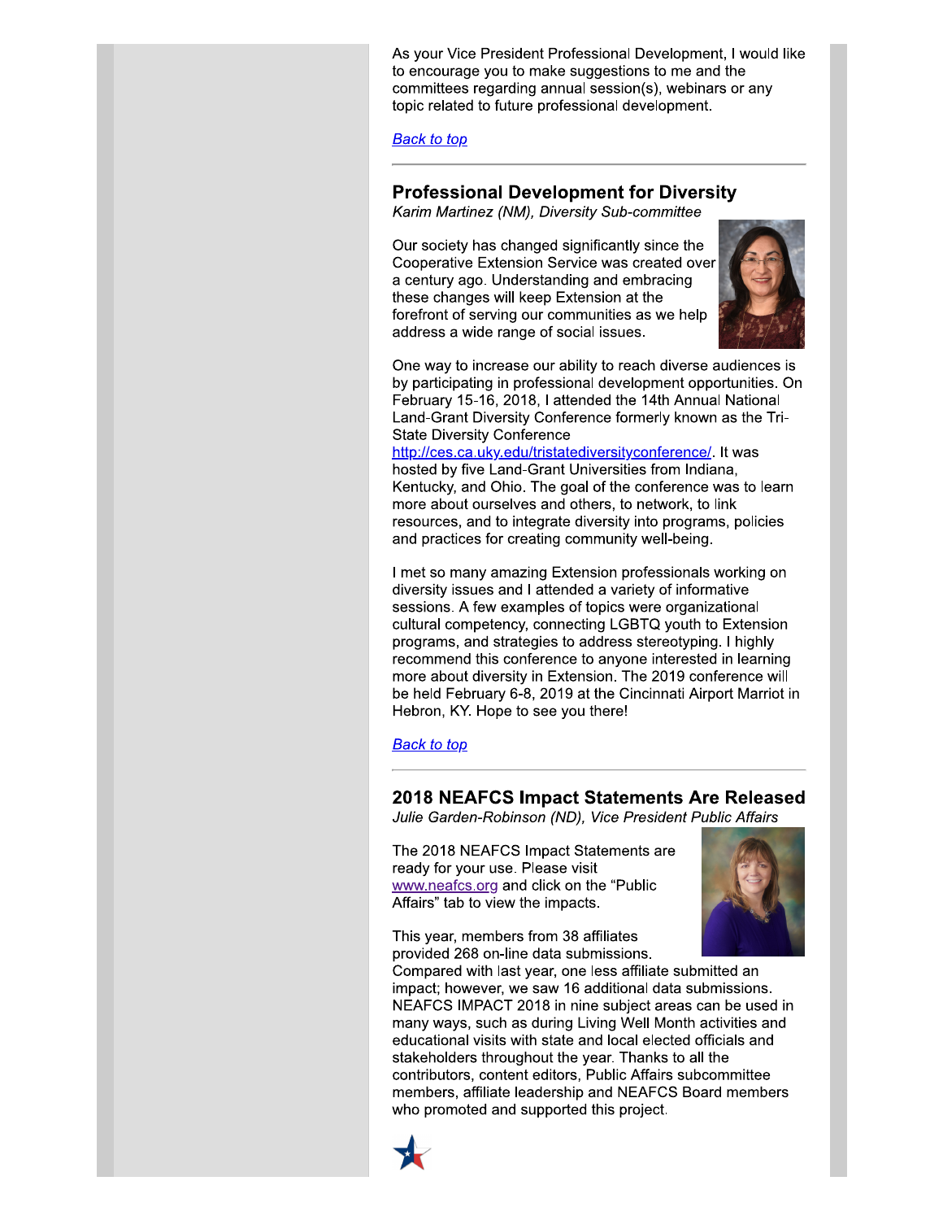As your Vice President Professional Development, I would like to encourage you to make suggestions to me and the committees regarding annual session(s), webinars or any topic related to future professional development.

[Back to top](#)

---

## Professional Development for Diversity

*Karim Martinez (NM), Diversity Sub-committee*

Our society has changed significantly since the Cooperative Extension Service was created over a century ago. Understanding and embracing these changes will keep Extension at the forefront of serving our communities as we help address a wide range of social issues.

One way to increase our ability to reach diverse audiences is by participating in professional development opportunities. On February 15-16, 2018, I attended the 14th Annual National Land-Grant Diversity Conference formerly known as the Tri-State Diversity Conference http://ces.ca.uky.edu/tristatediversityconference/. It was hosted by five Land-Grant Universities from Indiana, Kentucky, and Ohio. The goal of the conference was to learn more about ourselves and others, to network, to link resources, and to integrate diversity into programs, policies and practices for creating community well-being.

I met so many amazing Extension professionals working on diversity issues and I attended a variety of informative sessions. A few examples of topics were organizational cultural competency, connecting LGBTQ youth to Extension programs, and strategies to address stereotyping. I highly recommend this conference to anyone interested in learning more about diversity in Extension. The 2019 conference will be held February 6-8, 2019 at the Cincinnati Airport Marriot in Hebron, KY. Hope to see you there!

[Back to top](#)

---

## 2018 NEAFCS Impact Statements Are Released

*Julie Garden-Robinson (ND), Vice President Public Affairs*

The 2018 NEAFCS Impact Statements are ready for your use. Please visit www.neafcs.org and click on the "Public Affairs" tab to view the impacts.

This year, members from 38 affiliates provided 268 on-line data submissions. Compared with last year, one less affiliate submitted an impact; however, we saw 16 additional data submissions. NEAFCS IMPACT 2018 in nine subject areas can be used in many ways, such as during Living Well Month activities and educational visits with state and local elected officials and stakeholders throughout the year. Thanks to all the contributors, content editors, Public Affairs subcommittee members, affiliate leadership and NEAFCS Board members who promoted and supported this project.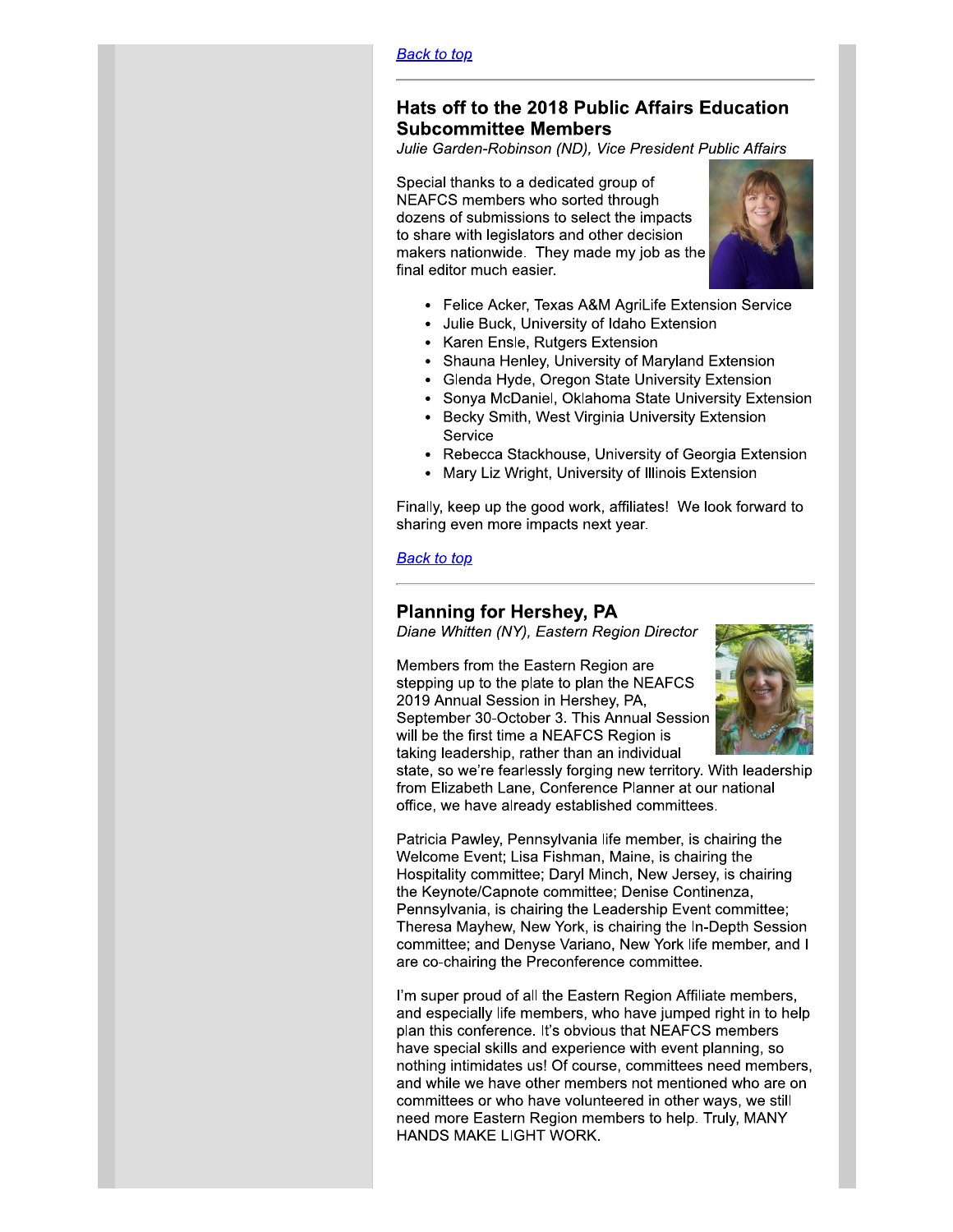[Back to top]

---

## Hats off to the 2018 Public Affairs Education Subcommittee Members

*Julie Garden-Robinson (ND), Vice President Public Affairs*

Special thanks to a dedicated group of NEAFCS members who sorted through dozens of submissions to select the impacts to share with legislators and other decision makers nationwide. They made my job as the final editor much easier.

- Felice Acker, Texas A&M AgriLife Extension Service
- Julie Buck, University of Idaho Extension
- Karen Ensle, Rutgers Extension
- Shauna Henley, University of Maryland Extension
- Glenda Hyde, Oregon State University Extension
- Sonya McDaniel, Oklahoma State University Extension
- Becky Smith, West Virginia University Extension Service
- Rebecca Stackhouse, University of Georgia Extension
- Mary Liz Wright, University of Illinois Extension

Finally, keep up the good work, affiliates! We look forward to sharing even more impacts next year.

[Back to top]

---

## Planning for Hershey, PA

*Diane Whitten (NY), Eastern Region Director*

Members from the Eastern Region are stepping up to the plate to plan the NEAFCS 2019 Annual Session in Hershey, PA, September 30-October 3. This Annual Session will be the first time a NEAFCS Region is taking leadership, rather than an individual state, so we're fearlessly forging new territory. With leadership from Elizabeth Lane, Conference Planner at our national office, we have already established committees.

Patricia Pawley, Pennsylvania life member, is chairing the Welcome Event; Lisa Fishman, Maine, is chairing the Hospitality committee; Daryl Minch, New Jersey, is chairing the Keynote/Capnote committee; Denise Continenza, Pennsylvania, is chairing the Leadership Event committee; Theresa Mayhew, New York, is chairing the In-Depth Session committee; and Denyse Variano, New York life member, and I are co-chairing the Preconference committee.

I'm super proud of all the Eastern Region Affiliate members, and especially life members, who have jumped right in to help plan this conference. It's obvious that NEAFCS members have special skills and experience with event planning, so nothing intimidates us! Of course, committees need members, and while we have other members not mentioned who are on committees or who have volunteered in other ways, we still need more Eastern Region members to help. Truly, MANY HANDS MAKE LIGHT WORK.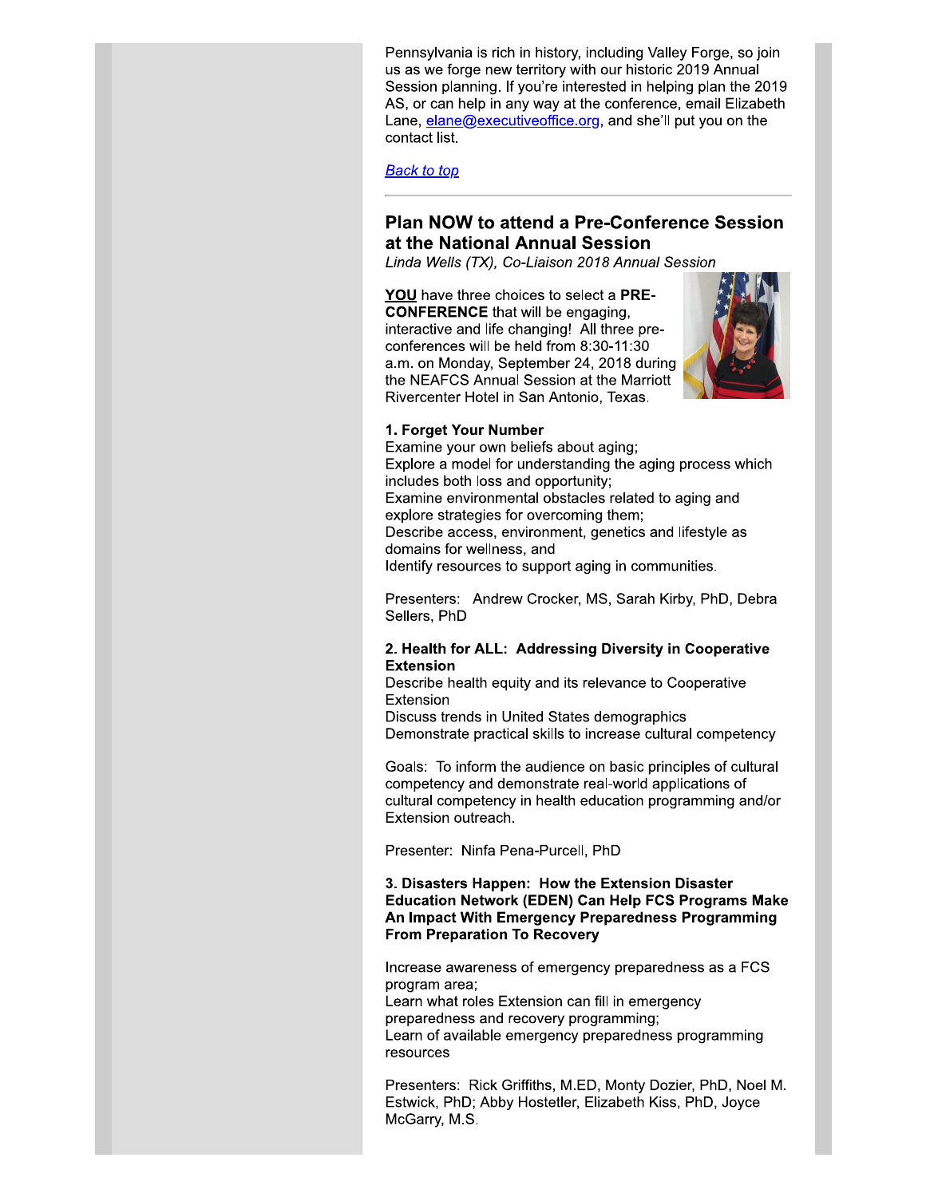Pennsylvania is rich in history, including Valley Forge, so join us as we forge new territory with our historic 2019 Annual Session planning. If you're interested in helping plan the 2019 AS, or can help in any way at the conference, email Elizabeth Lane, elane@executiveoffice.org, and she'll put you on the contact list.

*Back to top*

---

## Plan NOW to attend a Pre-Conference Session at the National Annual Session

*Linda Wells (TX), Co-Liaison 2018 Annual Session*

**YOU** have three choices to select a **PRE-CONFERENCE** that will be engaging, interactive and life changing! All three pre-conferences will be held from 8:30-11:30 a.m. on Monday, September 24, 2018 during the NEAFCS Annual Session at the Marriott Rivercenter Hotel in San Antonio, Texas.

**1. Forget Your Number**
Examine your own beliefs about aging;
Explore a model for understanding the aging process which includes both loss and opportunity;
Examine environmental obstacles related to aging and explore strategies for overcoming them;
Describe access, environment, genetics and lifestyle as domains for wellness, and
Identify resources to support aging in communities.

Presenters: Andrew Crocker, MS, Sarah Kirby, PhD, Debra Sellers, PhD

**2. Health for ALL: Addressing Diversity in Cooperative Extension**
Describe health equity and its relevance to Cooperative Extension
Discuss trends in United States demographics
Demonstrate practical skills to increase cultural competency

Goals: To inform the audience on basic principles of cultural competency and demonstrate real-world applications of cultural competency in health education programming and/or Extension outreach.

Presenter: Ninfa Pena-Purcell, PhD

**3. Disasters Happen: How the Extension Disaster Education Network (EDEN) Can Help FCS Programs Make An Impact With Emergency Preparedness Programming From Preparation To Recovery**

Increase awareness of emergency preparedness as a FCS program area;
Learn what roles Extension can fill in emergency preparedness and recovery programming;
Learn of available emergency preparedness programming resources

Presenters: Rick Griffiths, M.ED, Monty Dozier, PhD, Noel M. Estwick, PhD; Abby Hostetler, Elizabeth Kiss, PhD, Joyce McGarry, M.S.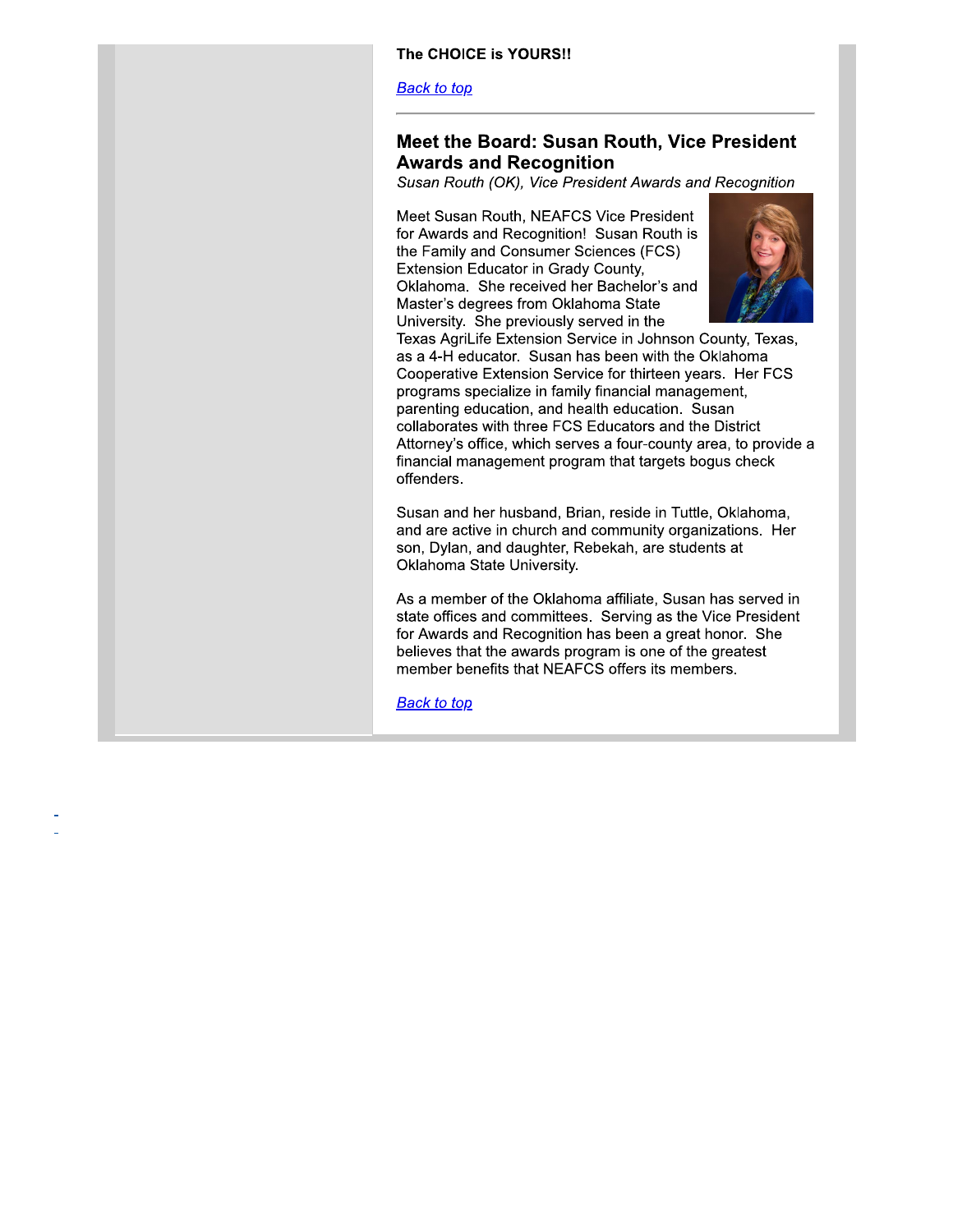**The CHOICE is YOURS!!**

*Back to top*

---

## Meet the Board: Susan Routh, Vice President Awards and Recognition

*Susan Routh (OK), Vice President Awards and Recognition*

Meet Susan Routh, NEAFCS Vice President for Awards and Recognition! Susan Routh is the Family and Consumer Sciences (FCS) Extension Educator in Grady County, Oklahoma. She received her Bachelor's and Master's degrees from Oklahoma State University. She previously served in the Texas AgriLife Extension Service in Johnson County, Texas, as a 4-H educator. Susan has been with the Oklahoma Cooperative Extension Service for thirteen years. Her FCS programs specialize in family financial management, parenting education, and health education. Susan collaborates with three FCS Educators and the District Attorney's office, which serves a four-county area, to provide a financial management program that targets bogus check offenders.

Susan and her husband, Brian, reside in Tuttle, Oklahoma, and are active in church and community organizations. Her son, Dylan, and daughter, Rebekah, are students at Oklahoma State University.

As a member of the Oklahoma affiliate, Susan has served in state offices and committees. Serving as the Vice President for Awards and Recognition has been a great honor. She believes that the awards program is one of the greatest member benefits that NEAFCS offers its members.

*Back to top*